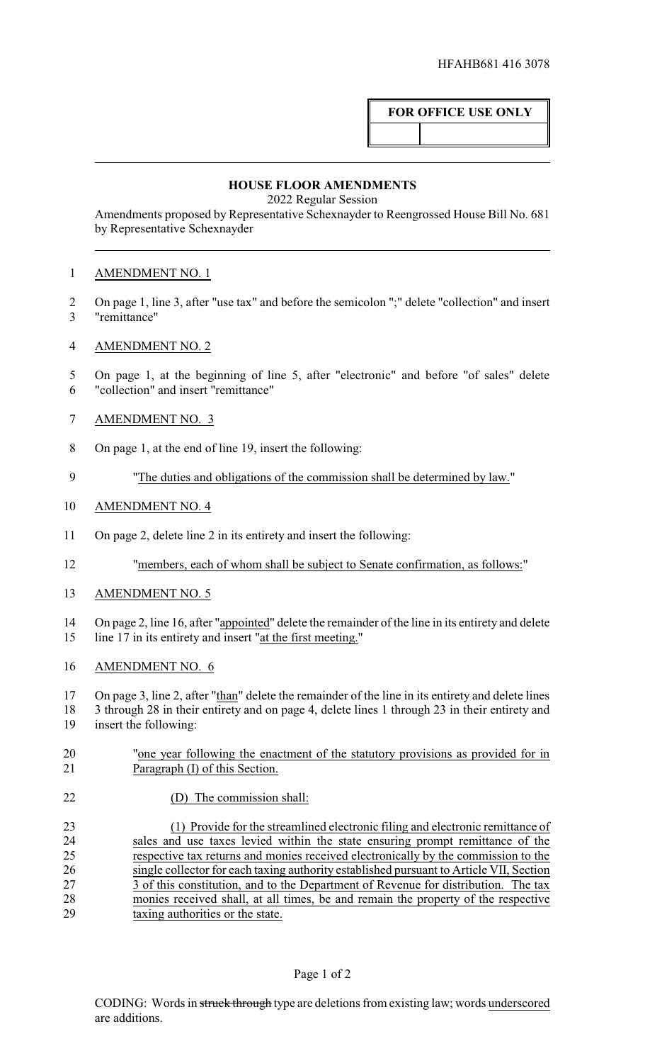HFAHB681 416 3078

**FOR OFFICE USE ONLY**

## HOUSE FLOOR AMENDMENTS

2022 Regular Session

Amendments proposed by Representative Schexnayder to Reengrossed House Bill No. 681 by Representative Schexnayder

AMENDMENT NO. 1

On page 1, line 3, after "use tax" and before the semicolon ";" delete "collection" and insert "remittance"

AMENDMENT NO. 2

On page 1, at the beginning of line 5, after "electronic" and before "of sales" delete "collection" and insert "remittance"

AMENDMENT NO. 3

On page 1, at the end of line 19, insert the following:

"The duties and obligations of the commission shall be determined by law."

AMENDMENT NO. 4

On page 2, delete line 2 in its entirety and insert the following:

"members, each of whom shall be subject to Senate confirmation, as follows:"

AMENDMENT NO. 5

On page 2, line 16, after "appointed" delete the remainder of the line in its entirety and delete line 17 in its entirety and insert "at the first meeting."

AMENDMENT NO. 6

On page 3, line 2, after "than" delete the remainder of the line in its entirety and delete lines 3 through 28 in their entirety and on page 4, delete lines 1 through 23 in their entirety and insert the following:

"one year following the enactment of the statutory provisions as provided for in Paragraph (I) of this Section.

(D) The commission shall:

(1) Provide for the streamlined electronic filing and electronic remittance of sales and use taxes levied within the state ensuring prompt remittance of the respective tax returns and monies received electronically by the commission to the single collector for each taxing authority established pursuant to Article VII, Section 3 of this constitution, and to the Department of Revenue for distribution. The tax monies received shall, at all times, be and remain the property of the respective taxing authorities or the state.

CODING: Words in ~~struck through~~ type are deletions from existing law; words underscored are additions.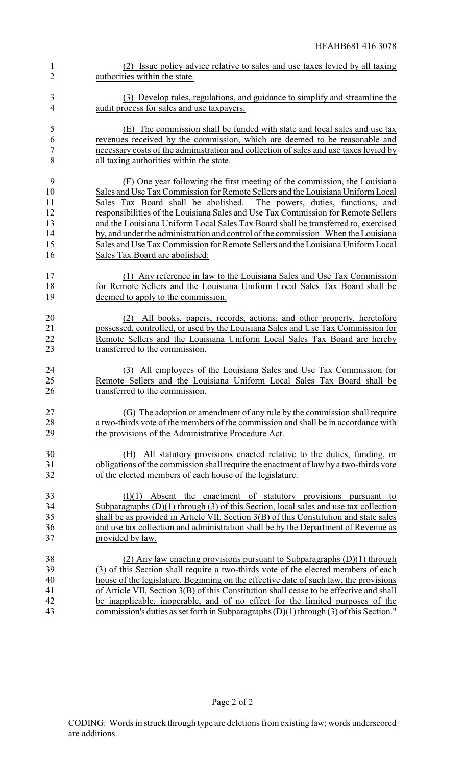(2) Issue policy advice relative to sales and use taxes levied by all taxing authorities within the state.

(3) Develop rules, regulations, and guidance to simplify and streamline the audit process for sales and use taxpayers.

(E) The commission shall be funded with state and local sales and use tax revenues received by the commission, which are deemed to be reasonable and necessary costs of the administration and collection of sales and use taxes levied by all taxing authorities within the state.

(F) One year following the first meeting of the commission, the Louisiana Sales and Use Tax Commission for Remote Sellers and the Louisiana Uniform Local Sales Tax Board shall be abolished. The powers, duties, functions, and responsibilities of the Louisiana Sales and Use Tax Commission for Remote Sellers and the Louisiana Uniform Local Sales Tax Board shall be transferred to, exercised by, and under the administration and control of the commission. When the Louisiana Sales and Use Tax Commission for Remote Sellers and the Louisiana Uniform Local Sales Tax Board are abolished:

(1) Any reference in law to the Louisiana Sales and Use Tax Commission for Remote Sellers and the Louisiana Uniform Local Sales Tax Board shall be deemed to apply to the commission.

(2) All books, papers, records, actions, and other property, heretofore possessed, controlled, or used by the Louisiana Sales and Use Tax Commission for Remote Sellers and the Louisiana Uniform Local Sales Tax Board are hereby transferred to the commission.

(3) All employees of the Louisiana Sales and Use Tax Commission for Remote Sellers and the Louisiana Uniform Local Sales Tax Board shall be transferred to the commission.

(G) The adoption or amendment of any rule by the commission shall require a two-thirds vote of the members of the commission and shall be in accordance with the provisions of the Administrative Procedure Act.

(H) All statutory provisions enacted relative to the duties, funding, or obligations of the commission shall require the enactment of law by a two-thirds vote of the elected members of each house of the legislature.

(I)(1) Absent the enactment of statutory provisions pursuant to Subparagraphs (D)(1) through (3) of this Section, local sales and use tax collection shall be as provided in Article VII, Section 3(B) of this Constitution and state sales and use tax collection and administration shall be by the Department of Revenue as provided by law.

(2) Any law enacting provisions pursuant to Subparagraphs (D)(1) through (3) of this Section shall require a two-thirds vote of the elected members of each house of the legislature. Beginning on the effective date of such law, the provisions of Article VII, Section 3(B) of this Constitution shall cease to be effective and shall be inapplicable, inoperable, and of no effect for the limited purposes of the commission's duties as set forth in Subparagraphs (D)(1) through (3) of this Section."

CODING: Words in ~~struck through~~ type are deletions from existing law; words underscored are additions.